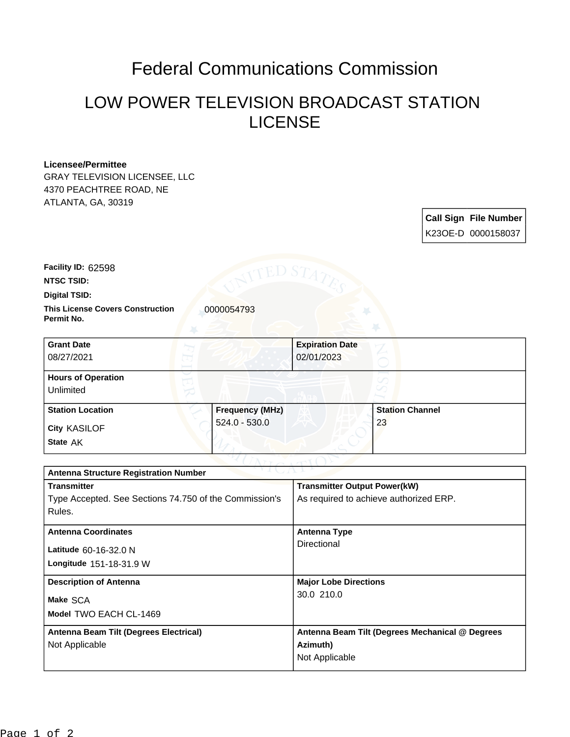# Federal Communications Commission

## LOW POWER TELEVISION BROADCAST STATION LICENSE

**Licensee/Permittee**
GRAY TELEVISION LICENSEE, LLC
4370 PEACHTREE ROAD, NE
ATLANTA, GA, 30319

| Call Sign | File Number |
| --- | --- |
| K23OE-D | 0000158037 |

**Facility ID:** 62598

**NTSC TSID:**

**Digital TSID:**

**This License Covers Construction Permit No.** 0000054793

| Grant Date | Expiration Date |
| --- | --- |
| 08/27/2021 | 02/01/2023 |

**Hours of Operation**
Unlimited

| Station Location | Frequency (MHz) | Station Channel |
| --- | --- | --- |
| City KASILOF<br>State AK | 524.0 - 530.0 | 23 |

| Antenna Structure Registration Number | |
| --- | --- |
| **Transmitter**<br>Type Accepted. See Sections 74.750 of the Commission's Rules. | **Transmitter Output Power(kW)**<br>As required to achieve authorized ERP. |
| **Antenna Coordinates**<br>Latitude 60-16-32.0 N<br>Longitude 151-18-31.9 W | **Antenna Type**<br>Directional |
| **Description of Antenna**<br>Make SCA<br>Model TWO EACH CL-1469 | **Major Lobe Directions**<br>30.0 210.0 |
| **Antenna Beam Tilt (Degrees Electrical)**<br>Not Applicable | **Antenna Beam Tilt (Degrees Mechanical @ Degrees Azimuth)**<br>Not Applicable |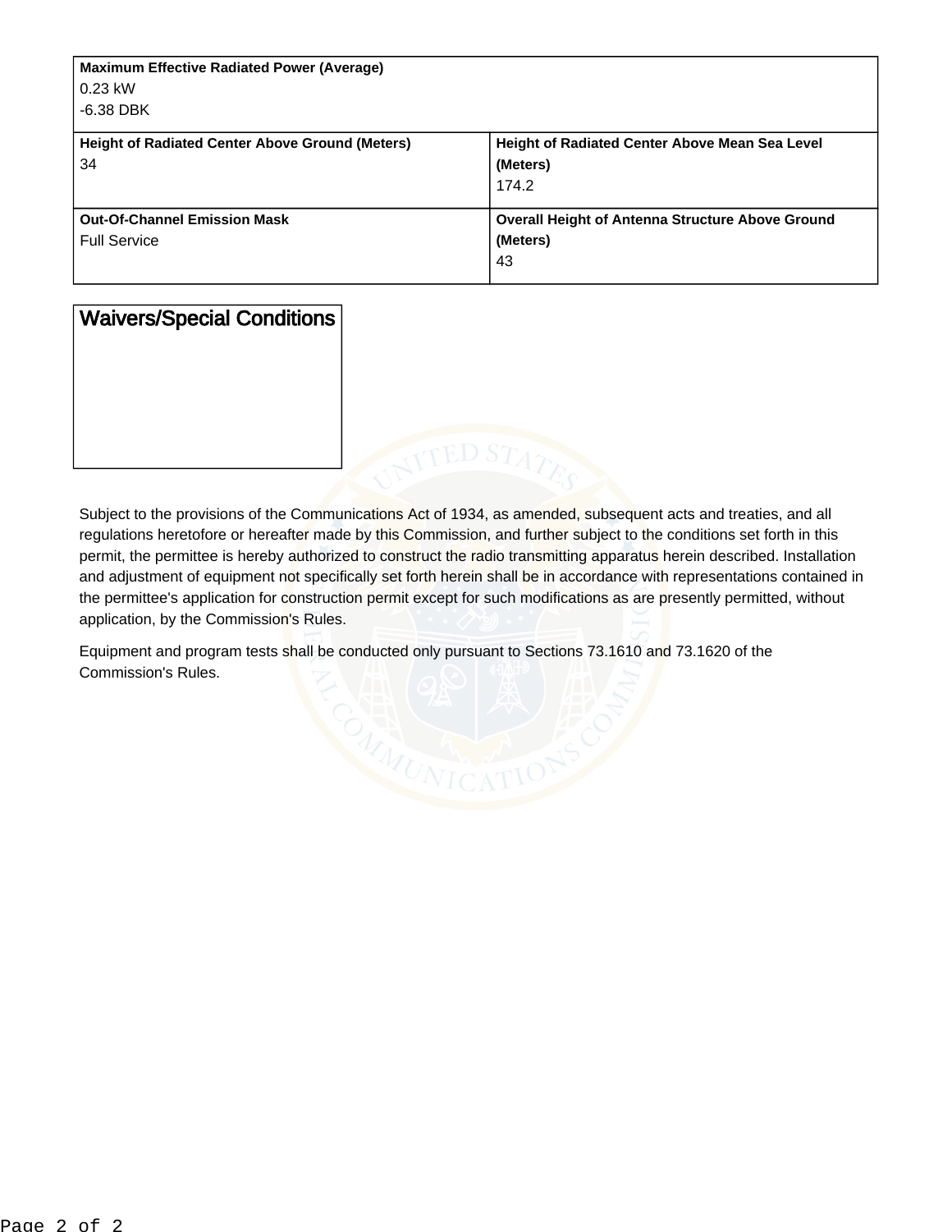| | |
|---|---|
| **Maximum Effective Radiated Power (Average)**<br>0.23 kW<br>-6.38 DBK | |
| **Height of Radiated Center Above Ground (Meters)**<br>34 | **Height of Radiated Center Above Mean Sea Level (Meters)**<br>174.2 |
| **Out-Of-Channel Emission Mask**<br>Full Service | **Overall Height of Antenna Structure Above Ground (Meters)**<br>43 |

## Waivers/Special Conditions

Subject to the provisions of the Communications Act of 1934, as amended, subsequent acts and treaties, and all regulations heretofore or hereafter made by this Commission, and further subject to the conditions set forth in this permit, the permittee is hereby authorized to construct the radio transmitting apparatus herein described. Installation and adjustment of equipment not specifically set forth herein shall be in accordance with representations contained in the permittee's application for construction permit except for such modifications as are presently permitted, without application, by the Commission's Rules.

Equipment and program tests shall be conducted only pursuant to Sections 73.1610 and 73.1620 of the Commission's Rules.